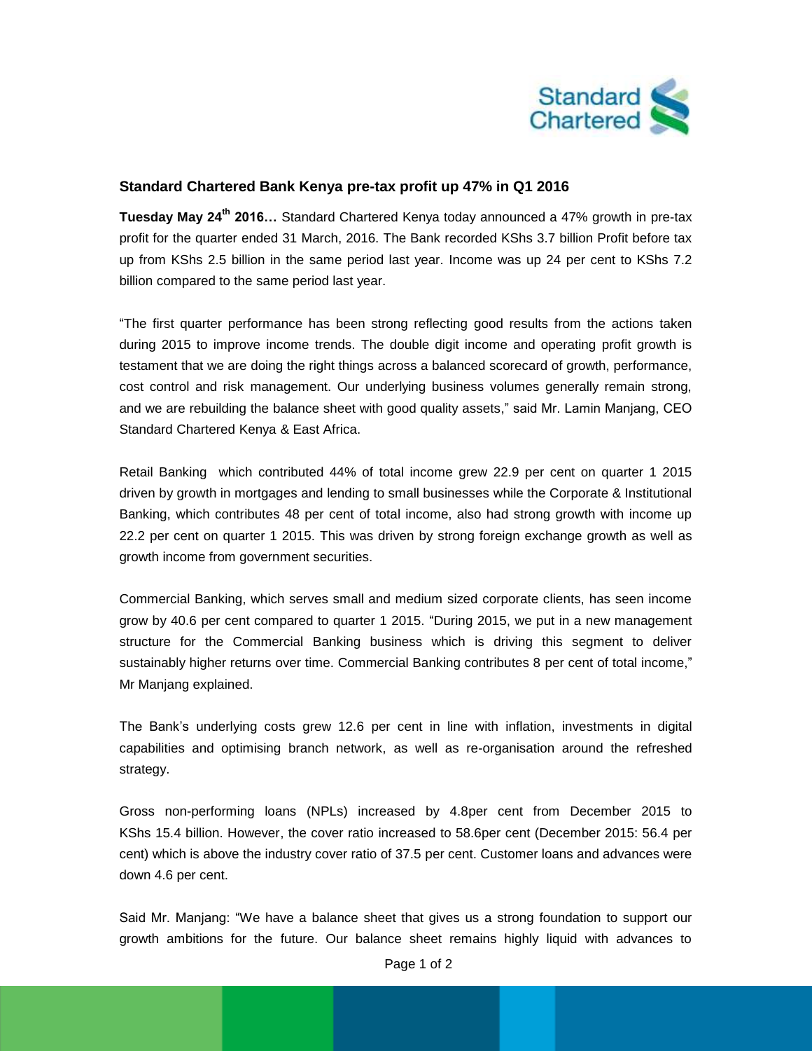## Standard Chartered Bank Kenya pre-tax profit up 47% in Q1 2016

**Tuesday May 24th 2016…** Standard Chartered Kenya today announced a 47% growth in pre-tax profit for the quarter ended 31 March, 2016. The Bank recorded KShs 3.7 billion Profit before tax up from KShs 2.5 billion in the same period last year. Income was up 24 per cent to KShs 7.2 billion compared to the same period last year.

"The first quarter performance has been strong reflecting good results from the actions taken during 2015 to improve income trends. The double digit income and operating profit growth is testament that we are doing the right things across a balanced scorecard of growth, performance, cost control and risk management. Our underlying business volumes generally remain strong, and we are rebuilding the balance sheet with good quality assets," said Mr. Lamin Manjang, CEO Standard Chartered Kenya & East Africa.

Retail Banking which contributed 44% of total income grew 22.9 per cent on quarter 1 2015 driven by growth in mortgages and lending to small businesses while the Corporate & Institutional Banking, which contributes 48 per cent of total income, also had strong growth with income up 22.2 per cent on quarter 1 2015. This was driven by strong foreign exchange growth as well as growth income from government securities.

Commercial Banking, which serves small and medium sized corporate clients, has seen income grow by 40.6 per cent compared to quarter 1 2015. "During 2015, we put in a new management structure for the Commercial Banking business which is driving this segment to deliver sustainably higher returns over time. Commercial Banking contributes 8 per cent of total income," Mr Manjang explained.

The Bank's underlying costs grew 12.6 per cent in line with inflation, investments in digital capabilities and optimising branch network, as well as re-organisation around the refreshed strategy.

Gross non-performing loans (NPLs) increased by 4.8per cent from December 2015 to KShs 15.4 billion. However, the cover ratio increased to 58.6per cent (December 2015: 56.4 per cent) which is above the industry cover ratio of 37.5 per cent. Customer loans and advances were down 4.6 per cent.

Said Mr. Manjang: "We have a balance sheet that gives us a strong foundation to support our growth ambitions for the future. Our balance sheet remains highly liquid with advances to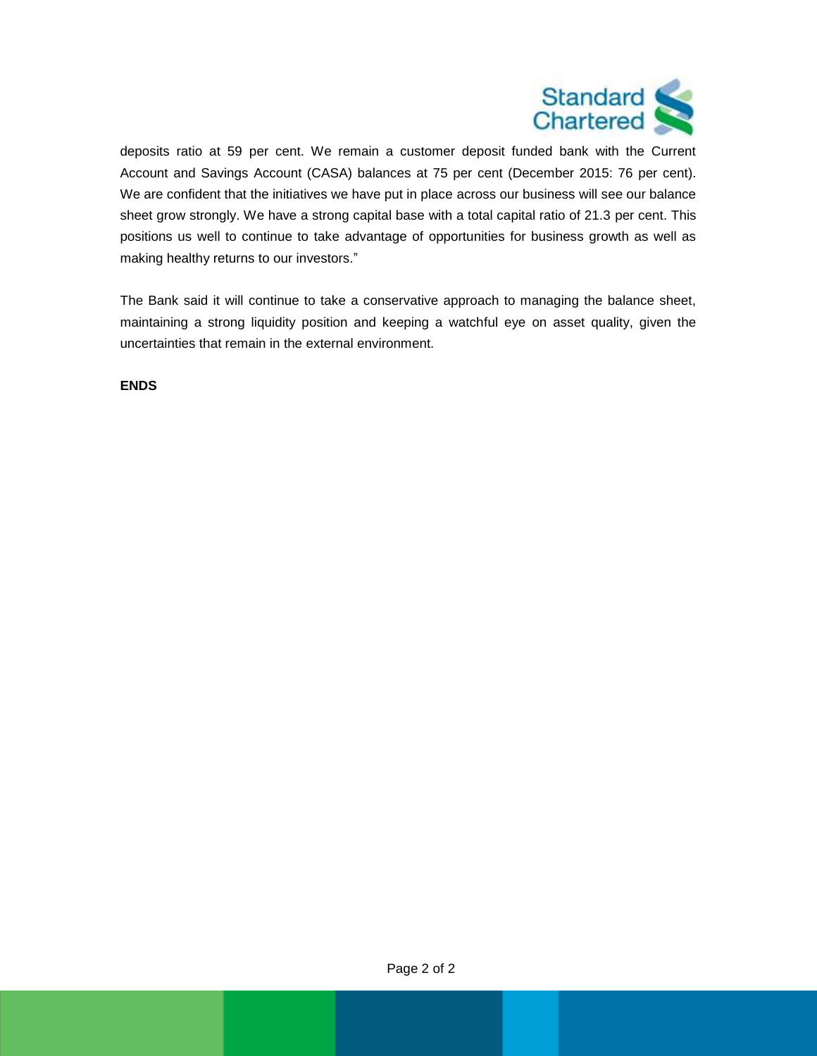deposits ratio at 59 per cent. We remain a customer deposit funded bank with the Current Account and Savings Account (CASA) balances at 75 per cent (December 2015: 76 per cent). We are confident that the initiatives we have put in place across our business will see our balance sheet grow strongly. We have a strong capital base with a total capital ratio of 21.3 per cent. This positions us well to continue to take advantage of opportunities for business growth as well as making healthy returns to our investors."

The Bank said it will continue to take a conservative approach to managing the balance sheet, maintaining a strong liquidity position and keeping a watchful eye on asset quality, given the uncertainties that remain in the external environment.

**ENDS**